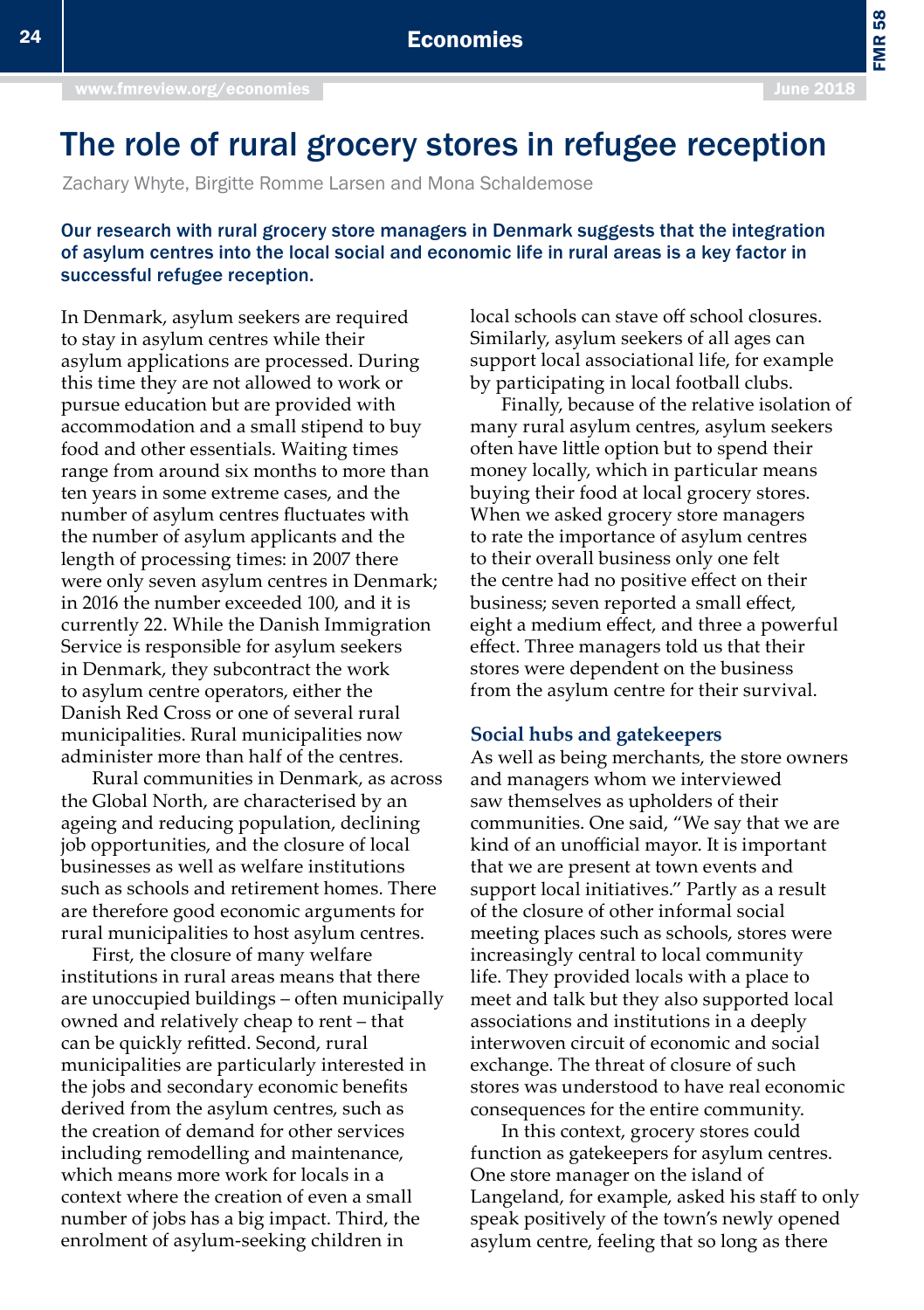# The role of rural grocery stores in refugee reception

Zachary Whyte, Birgitte Romme Larsen and Mona Schaldemose

**Our research with rural grocery store managers in Denmark suggests that the integration of asylum centres into the local social and economic life in rural areas is a key factor in successful refugee reception.**

In Denmark, asylum seekers are required to stay in asylum centres while their asylum applications are processed. During this time they are not allowed to work or pursue education but are provided with accommodation and a small stipend to buy food and other essentials. Waiting times range from around six months to more than ten years in some extreme cases, and the number of asylum centres fluctuates with the number of asylum applicants and the length of processing times: in 2007 there were only seven asylum centres in Denmark; in 2016 the number exceeded 100, and it is currently 22. While the Danish Immigration Service is responsible for asylum seekers in Denmark, they subcontract the work to asylum centre operators, either the Danish Red Cross or one of several rural municipalities. Rural municipalities now administer more than half of the centres.

Rural communities in Denmark, as across the Global North, are characterised by an ageing and reducing population, declining job opportunities, and the closure of local businesses as well as welfare institutions such as schools and retirement homes. There are therefore good economic arguments for rural municipalities to host asylum centres.

First, the closure of many welfare institutions in rural areas means that there are unoccupied buildings – often municipally owned and relatively cheap to rent – that can be quickly refitted. Second, rural municipalities are particularly interested in the jobs and secondary economic benefits derived from the asylum centres, such as the creation of demand for other services including remodelling and maintenance, which means more work for locals in a context where the creation of even a small number of jobs has a big impact. Third, the enrolment of asylum-seeking children in local schools can stave off school closures. Similarly, asylum seekers of all ages can support local associational life, for example by participating in local football clubs.

Finally, because of the relative isolation of many rural asylum centres, asylum seekers often have little option but to spend their money locally, which in particular means buying their food at local grocery stores. When we asked grocery store managers to rate the importance of asylum centres to their overall business only one felt the centre had no positive effect on their business; seven reported a small effect, eight a medium effect, and three a powerful effect. Three managers told us that their stores were dependent on the business from the asylum centre for their survival.

## Social hubs and gatekeepers

As well as being merchants, the store owners and managers whom we interviewed saw themselves as upholders of their communities. One said, "We say that we are kind of an unofficial mayor. It is important that we are present at town events and support local initiatives." Partly as a result of the closure of other informal social meeting places such as schools, stores were increasingly central to local community life. They provided locals with a place to meet and talk but they also supported local associations and institutions in a deeply interwoven circuit of economic and social exchange. The threat of closure of such stores was understood to have real economic consequences for the entire community.

In this context, grocery stores could function as gatekeepers for asylum centres. One store manager on the island of Langeland, for example, asked his staff to only speak positively of the town's newly opened asylum centre, feeling that so long as there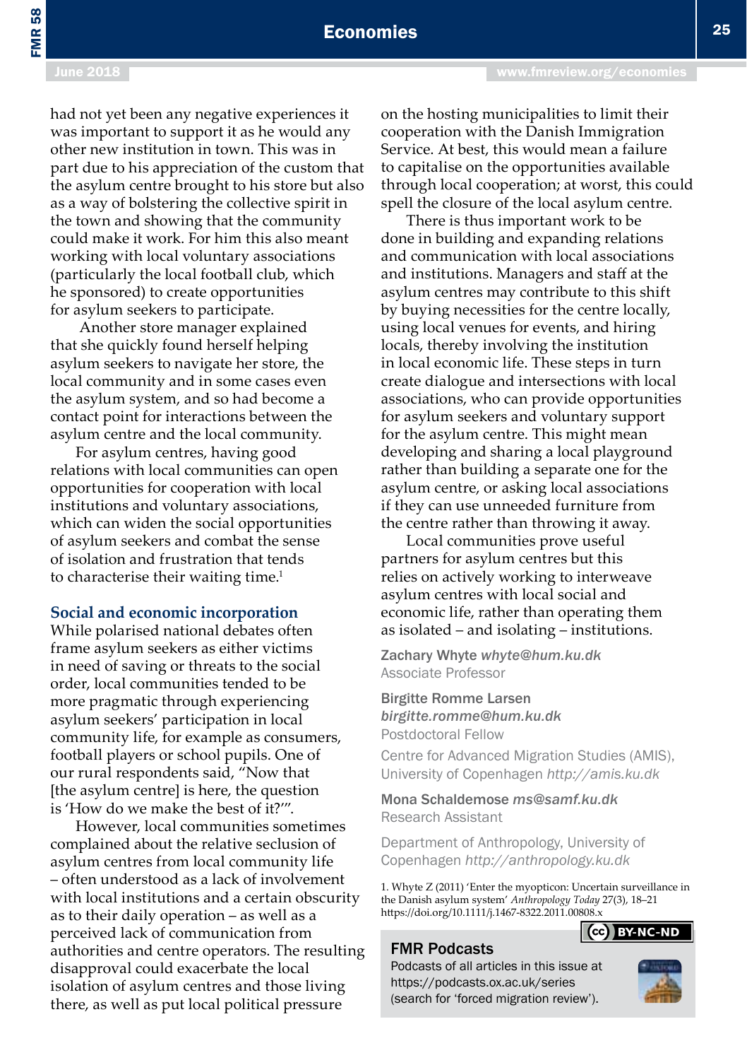had not yet been any negative experiences it was important to support it as he would any other new institution in town. This was in part due to his appreciation of the custom that the asylum centre brought to his store but also as a way of bolstering the collective spirit in the town and showing that the community could make it work. For him this also meant working with local voluntary associations (particularly the local football club, which he sponsored) to create opportunities for asylum seekers to participate.

Another store manager explained that she quickly found herself helping asylum seekers to navigate her store, the local community and in some cases even the asylum system, and so had become a contact point for interactions between the asylum centre and the local community.

For asylum centres, having good relations with local communities can open opportunities for cooperation with local institutions and voluntary associations, which can widen the social opportunities of asylum seekers and combat the sense of isolation and frustration that tends to characterise their waiting time.[1]

## Social and economic incorporation

While polarised national debates often frame asylum seekers as either victims in need of saving or threats to the social order, local communities tended to be more pragmatic through experiencing asylum seekers' participation in local community life, for example as consumers, football players or school pupils. One of our rural respondents said, "Now that [the asylum centre] is here, the question is 'How do we make the best of it?'".

However, local communities sometimes complained about the relative seclusion of asylum centres from local community life – often understood as a lack of involvement with local institutions and a certain obscurity as to their daily operation – as well as a perceived lack of communication from authorities and centre operators. The resulting disapproval could exacerbate the local isolation of asylum centres and those living there, as well as put local political pressure on the hosting municipalities to limit their cooperation with the Danish Immigration Service. At best, this would mean a failure to capitalise on the opportunities available through local cooperation; at worst, this could spell the closure of the local asylum centre.

There is thus important work to be done in building and expanding relations and communication with local associations and institutions. Managers and staff at the asylum centres may contribute to this shift by buying necessities for the centre locally, using local venues for events, and hiring locals, thereby involving the institution in local economic life. These steps in turn create dialogue and intersections with local associations, who can provide opportunities for asylum seekers and voluntary support for the asylum centre. This might mean developing and sharing a local playground rather than building a separate one for the asylum centre, or asking local associations if they can use unneeded furniture from the centre rather than throwing it away.

Local communities prove useful partners for asylum centres but this relies on actively working to interweave asylum centres with local social and economic life, rather than operating them as isolated – and isolating – institutions.

Zachary Whyte *whyte@hum.ku.dk*
Associate Professor

Birgitte Romme Larsen
*birgitte.romme@hum.ku.dk*
Postdoctoral Fellow

Centre for Advanced Migration Studies (AMIS), University of Copenhagen *http://amis.ku.dk*

Mona Schaldemose *ms@samf.ku.dk*
Research Assistant

Department of Anthropology, University of Copenhagen *http://anthropology.ku.dk*

1. Whyte Z (2011) 'Enter the myopticon: Uncertain surveillance in the Danish asylum system' *Anthropology Today* 27(3), 18–21 https://doi.org/10.1111/j.1467-8322.2011.00808.x

**FMR Podcasts**

Podcasts of all articles in this issue at https://podcasts.ox.ac.uk/series (search for 'forced migration review').